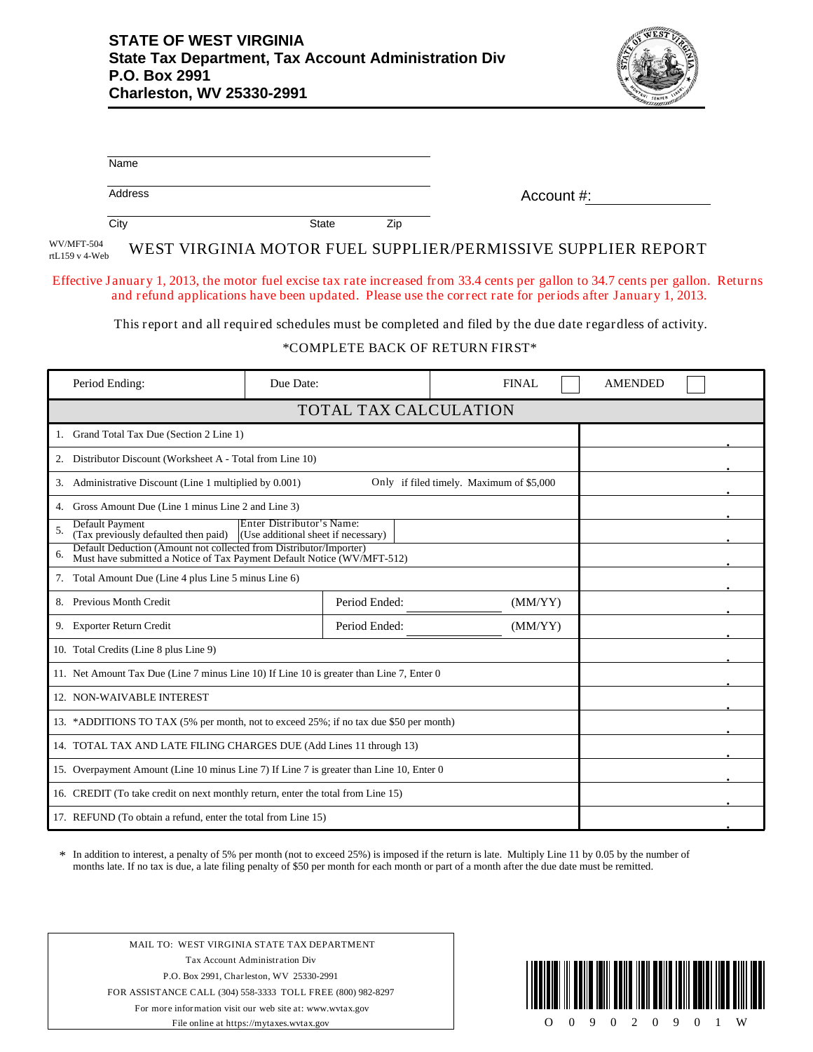# STATE OF WEST VIRGINIA
**State Tax Department, Tax Account Administration Div**
**P.O. Box 2991**
**Charleston, WV 25330-2991**

Name

Address

City　　　　State　　　　Zip

Account #:

WV/MFT-504
rtL159 v 4-Web

## WEST VIRGINIA MOTOR FUEL SUPPLIER/PERMISSIVE SUPPLIER REPORT

Effective January 1, 2013, the motor fuel excise tax rate increased from 33.4 cents per gallon to 34.7 cents per gallon. Returns and refund applications have been updated. Please use the correct rate for periods after January 1, 2013.

This report and all required schedules must be completed and filed by the due date regardless of activity.

*COMPLETE BACK OF RETURN FIRST*

| Period Ending: | Due Date: | FINAL ☐ | AMENDED ☐ |
|---|---|---|---|

| TOTAL TAX CALCULATION | | |
|---|---|---|
| 1. Grand Total Tax Due (Section 2 Line 1) | | . |
| 2. Distributor Discount (Worksheet A - Total from Line 10) | | . |
| 3. Administrative Discount (Line 1 multiplied by 0.001) | Only if filed timely. Maximum of $5,000 | . |
| 4. Gross Amount Due (Line 1 minus Line 2 and Line 3) | | . |
| 5. Default Payment (Tax previously defaulted then paid) | Enter Distributor's Name: (Use additional sheet if necessary) | . |
| 6. Default Deduction (Amount not collected from Distributor/Importer) Must have submitted a Notice of Tax Payment Default Notice (WV/MFT-512) | | . |
| 7. Total Amount Due (Line 4 plus Line 5 minus Line 6) | | . |
| 8. Previous Month Credit | Period Ended: ________ (MM/YY) | . |
| 9. Exporter Return Credit | Period Ended: ________ (MM/YY) | . |
| 10. Total Credits (Line 8 plus Line 9) | | . |
| 11. Net Amount Tax Due (Line 7 minus Line 10) If Line 10 is greater than Line 7, Enter 0 | | . |
| 12. NON-WAIVABLE INTEREST | | . |
| 13. *ADDITIONS TO TAX (5% per month, not to exceed 25%; if no tax due $50 per month) | | . |
| 14. TOTAL TAX AND LATE FILING CHARGES DUE (Add Lines 11 through 13) | | . |
| 15. Overpayment Amount (Line 10 minus Line 7) If Line 7 is greater than Line 10, Enter 0 | | . |
| 16. CREDIT (To take credit on next monthly return, enter the total from Line 15) | | . |
| 17. REFUND (To obtain a refund, enter the total from Line 15) | | . |

\* In addition to interest, a penalty of 5% per month (not to exceed 25%) is imposed if the return is late. Multiply Line 11 by 0.05 by the number of months late. If no tax is due, a late filing penalty of $50 per month for each month or part of a month after the due date must be remitted.

MAIL TO: WEST VIRGINIA STATE TAX DEPARTMENT
Tax Account Administration Div
P.O. Box 2991, Charleston, WV 25330-2991
FOR ASSISTANCE CALL (304) 558-3333 TOLL FREE (800) 982-8297
For more information visit our web site at: www.wvtax.gov
File online at https://mytaxes.wvtax.gov

O 0 9 0 2 0 9 0 1 W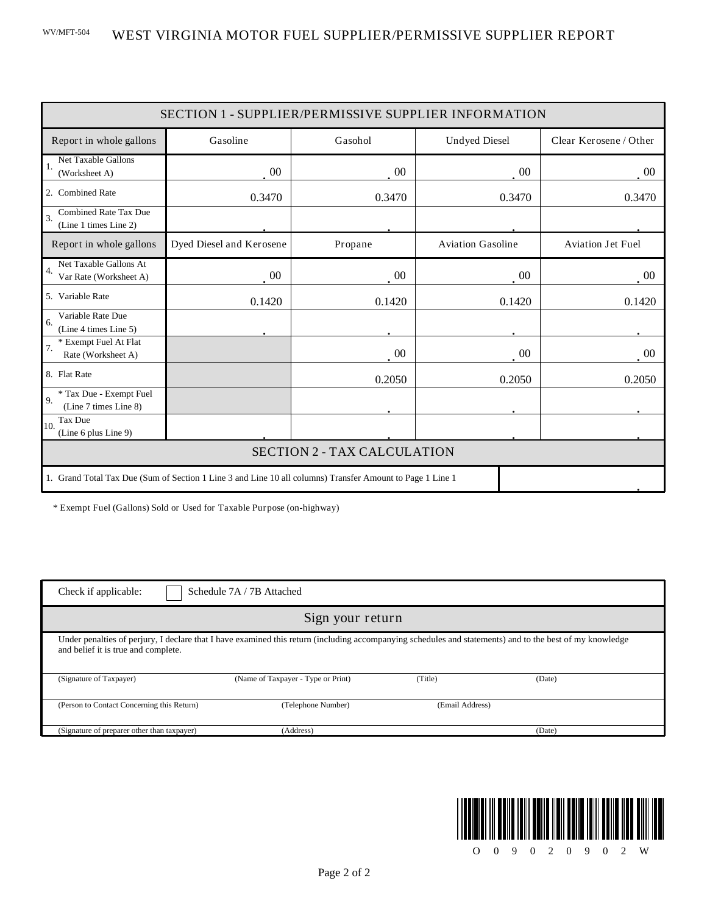WV/MFT-504 WEST VIRGINIA MOTOR FUEL SUPPLIER/PERMISSIVE SUPPLIER REPORT

## SECTION 1 - SUPPLIER/PERMISSIVE SUPPLIER INFORMATION

| Report in whole gallons | Gasoline | Gasohol | Undyed Diesel | Clear Kerosene / Other |
|---|---|---|---|---|
| 1. Net Taxable Gallons (Worksheet A) | .00 | .00 | .00 | .00 |
| 2. Combined Rate | 0.3470 | 0.3470 | 0.3470 | 0.3470 |
| 3. Combined Rate Tax Due (Line 1 times Line 2) | . | . | . | . |
| **Report in whole gallons** | **Dyed Diesel and Kerosene** | **Propane** | **Aviation Gasoline** | **Aviation Jet Fuel** |
| 4. Net Taxable Gallons At Var Rate (Worksheet A) | .00 | .00 | .00 | .00 |
| 5. Variable Rate | 0.1420 | 0.1420 | 0.1420 | 0.1420 |
| 6. Variable Rate Due (Line 4 times Line 5) | . | . | . | . |
| 7. * Exempt Fuel At Flat Rate (Worksheet A) | | .00 | .00 | .00 |
| 8. Flat Rate | | 0.2050 | 0.2050 | 0.2050 |
| 9. * Tax Due - Exempt Fuel (Line 7 times Line 8) | | . | . | . |
| 10. Tax Due (Line 6 plus Line 9) | . | . | . | . |

## SECTION 2 - TAX CALCULATION

| | |
|---|---|
| 1. Grand Total Tax Due (Sum of Section 1 Line 3 and Line 10 all columns) Transfer Amount to Page 1 Line 1 | . |

\* Exempt Fuel (Gallons) Sold or Used for Taxable Purpose (on-highway)

Check if applicable: ☐ Schedule 7A / 7B Attached

## Sign your return

Under penalties of perjury, I declare that I have examined this return (including accompanying schedules and statements) and to the best of my knowledge and belief it is true and complete.

| (Signature of Taxpayer) | (Name of Taxpayer - Type or Print) | (Title) | (Date) |
|---|---|---|---|
| (Person to Contact Concerning this Return) | (Telephone Number) | (Email Address) | |
| (Signature of preparer other than taxpayer) | (Address) | | (Date) |

O 0 9 0 2 0 9 0 2 W